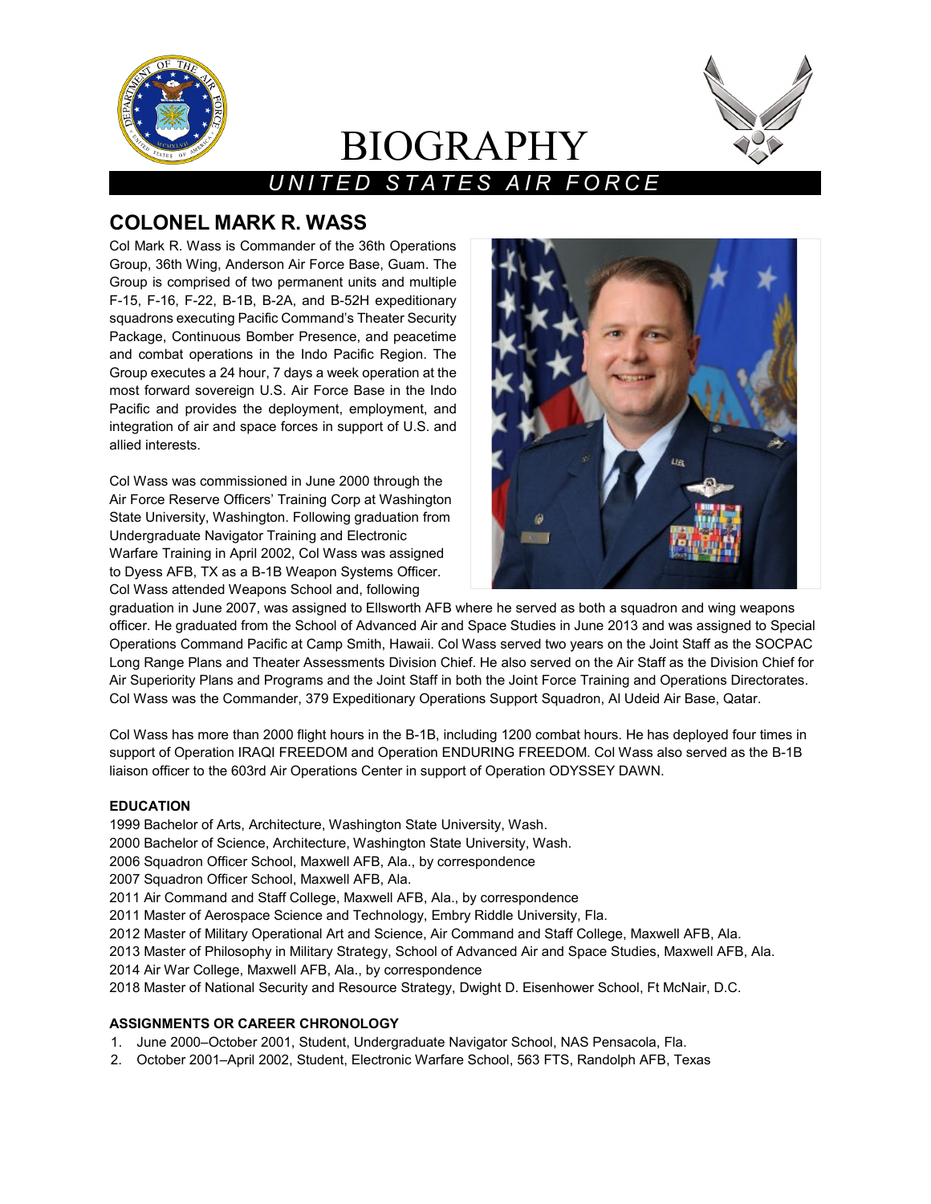# BIOGRAPHY

*UNITED STATES AIR FORCE*

## COLONEL MARK R. WASS

Col Mark R. Wass is Commander of the 36th Operations Group, 36th Wing, Anderson Air Force Base, Guam. The Group is comprised of two permanent units and multiple F-15, F-16, F-22, B-1B, B-2A, and B-52H expeditionary squadrons executing Pacific Command's Theater Security Package, Continuous Bomber Presence, and peacetime and combat operations in the Indo Pacific Region. The Group executes a 24 hour, 7 days a week operation at the most forward sovereign U.S. Air Force Base in the Indo Pacific and provides the deployment, employment, and integration of air and space forces in support of U.S. and allied interests.

Col Wass was commissioned in June 2000 through the Air Force Reserve Officers' Training Corp at Washington State University, Washington. Following graduation from Undergraduate Navigator Training and Electronic Warfare Training in April 2002, Col Wass was assigned to Dyess AFB, TX as a B-1B Weapon Systems Officer. Col Wass attended Weapons School and, following graduation in June 2007, was assigned to Ellsworth AFB where he served as both a squadron and wing weapons officer. He graduated from the School of Advanced Air and Space Studies in June 2013 and was assigned to Special Operations Command Pacific at Camp Smith, Hawaii. Col Wass served two years on the Joint Staff as the SOCPAC Long Range Plans and Theater Assessments Division Chief. He also served on the Air Staff as the Division Chief for Air Superiority Plans and Programs and the Joint Staff in both the Joint Force Training and Operations Directorates. Col Wass was the Commander, 379 Expeditionary Operations Support Squadron, Al Udeid Air Base, Qatar.

Col Wass has more than 2000 flight hours in the B-1B, including 1200 combat hours. He has deployed four times in support of Operation IRAQI FREEDOM and Operation ENDURING FREEDOM. Col Wass also served as the B-1B liaison officer to the 603rd Air Operations Center in support of Operation ODYSSEY DAWN.

### EDUCATION

1999 Bachelor of Arts, Architecture, Washington State University, Wash.
2000 Bachelor of Science, Architecture, Washington State University, Wash.
2006 Squadron Officer School, Maxwell AFB, Ala., by correspondence
2007 Squadron Officer School, Maxwell AFB, Ala.
2011 Air Command and Staff College, Maxwell AFB, Ala., by correspondence
2011 Master of Aerospace Science and Technology, Embry Riddle University, Fla.
2012 Master of Military Operational Art and Science, Air Command and Staff College, Maxwell AFB, Ala.
2013 Master of Philosophy in Military Strategy, School of Advanced Air and Space Studies, Maxwell AFB, Ala.
2014 Air War College, Maxwell AFB, Ala., by correspondence
2018 Master of National Security and Resource Strategy, Dwight D. Eisenhower School, Ft McNair, D.C.

### ASSIGNMENTS OR CAREER CHRONOLOGY

1. June 2000–October 2001, Student, Undergraduate Navigator School, NAS Pensacola, Fla.
2. October 2001–April 2002, Student, Electronic Warfare School, 563 FTS, Randolph AFB, Texas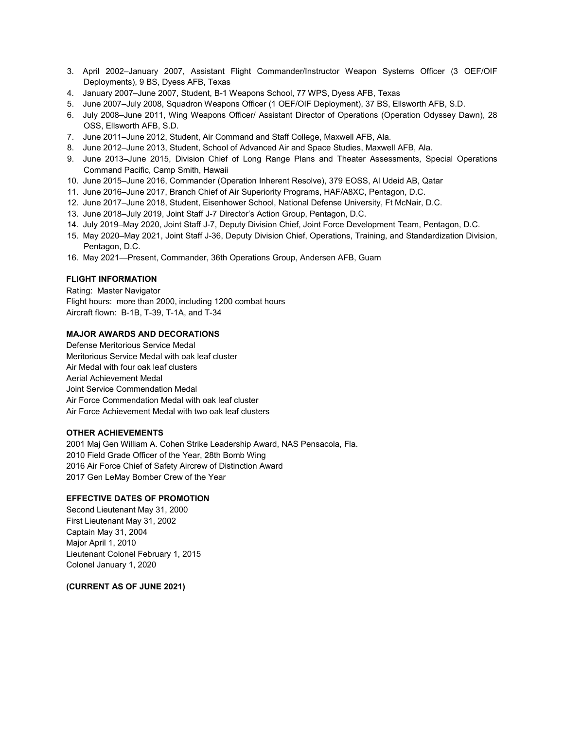3. April 2002–January 2007, Assistant Flight Commander/Instructor Weapon Systems Officer (3 OEF/OIF Deployments), 9 BS, Dyess AFB, Texas
4. January 2007–June 2007, Student, B-1 Weapons School, 77 WPS, Dyess AFB, Texas
5. June 2007–July 2008, Squadron Weapons Officer (1 OEF/OIF Deployment), 37 BS, Ellsworth AFB, S.D.
6. July 2008–June 2011, Wing Weapons Officer/ Assistant Director of Operations (Operation Odyssey Dawn), 28 OSS, Ellsworth AFB, S.D.
7. June 2011–June 2012, Student, Air Command and Staff College, Maxwell AFB, Ala.
8. June 2012–June 2013, Student, School of Advanced Air and Space Studies, Maxwell AFB, Ala.
9. June 2013–June 2015, Division Chief of Long Range Plans and Theater Assessments, Special Operations Command Pacific, Camp Smith, Hawaii
10. June 2015–June 2016, Commander (Operation Inherent Resolve), 379 EOSS, Al Udeid AB, Qatar
11. June 2016–June 2017, Branch Chief of Air Superiority Programs, HAF/A8XC, Pentagon, D.C.
12. June 2017–June 2018, Student, Eisenhower School, National Defense University, Ft McNair, D.C.
13. June 2018–July 2019, Joint Staff J-7 Director's Action Group, Pentagon, D.C.
14. July 2019–May 2020, Joint Staff J-7, Deputy Division Chief, Joint Force Development Team, Pentagon, D.C.
15. May 2020–May 2021, Joint Staff J-36, Deputy Division Chief, Operations, Training, and Standardization Division, Pentagon, D.C.
16. May 2021—Present, Commander, 36th Operations Group, Andersen AFB, Guam

**FLIGHT INFORMATION**

Rating: Master Navigator
Flight hours: more than 2000, including 1200 combat hours
Aircraft flown: B-1B, T-39, T-1A, and T-34

**MAJOR AWARDS AND DECORATIONS**

Defense Meritorious Service Medal
Meritorious Service Medal with oak leaf cluster
Air Medal with four oak leaf clusters
Aerial Achievement Medal
Joint Service Commendation Medal
Air Force Commendation Medal with oak leaf cluster
Air Force Achievement Medal with two oak leaf clusters

**OTHER ACHIEVEMENTS**

2001 Maj Gen William A. Cohen Strike Leadership Award, NAS Pensacola, Fla.
2010 Field Grade Officer of the Year, 28th Bomb Wing
2016 Air Force Chief of Safety Aircrew of Distinction Award
2017 Gen LeMay Bomber Crew of the Year

**EFFECTIVE DATES OF PROMOTION**

Second Lieutenant May 31, 2000
First Lieutenant May 31, 2002
Captain May 31, 2004
Major April 1, 2010
Lieutenant Colonel February 1, 2015
Colonel January 1, 2020

**(CURRENT AS OF JUNE 2021)**